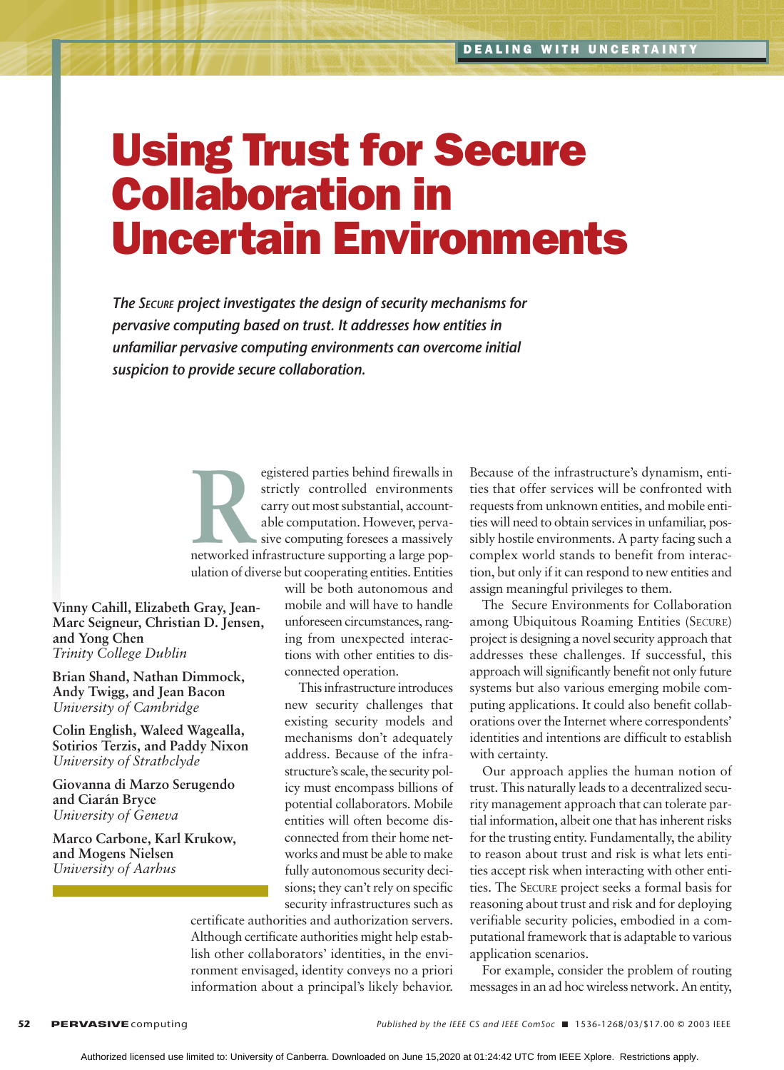# Using Trust for Secure Collaboration in Uncertain Environments

*The SECURE project investigates the design of security mechanisms for pervasive computing based on trust. It addresses how entities in unfamiliar pervasive computing environments can overcome initial suspicion to provide secure collaboration.*

**Vinny Cahill, Elizabeth Gray, Jean-Marc Seigneur, Christian D. Jensen, and Yong Chen**
*Trinity College Dublin*

**Brian Shand, Nathan Dimmock, Andy Twigg, and Jean Bacon**
*University of Cambridge*

**Colin English, Waleed Wagealla, Sotirios Terzis, and Paddy Nixon**
*University of Strathclyde*

**Giovanna di Marzo Serugendo and Ciarán Bryce**
*University of Geneva*

**Marco Carbone, Karl Krukow, and Mogens Nielsen**
*University of Aarhus*

Registered parties behind firewalls in strictly controlled environments carry out most substantial, accountable computation. However, pervasive computing foresees a massively networked infrastructure supporting a large population of diverse but cooperating entities. Entities will be both autonomous and mobile and will have to handle unforeseen circumstances, ranging from unexpected interactions with other entities to disconnected operation.

This infrastructure introduces new security challenges that existing security models and mechanisms don't adequately address. Because of the infrastructure's scale, the security policy must encompass billions of potential collaborators. Mobile entities will often become disconnected from their home networks and must be able to make fully autonomous security decisions; they can't rely on specific security infrastructures such as certificate authorities and authorization servers. Although certificate authorities might help establish other collaborators' identities, in the environment envisaged, identity conveys no a priori information about a principal's likely behavior. Because of the infrastructure's dynamism, entities that offer services will be confronted with requests from unknown entities, and mobile entities will need to obtain services in unfamiliar, possibly hostile environments. A party facing such a complex world stands to benefit from interaction, but only if it can respond to new entities and assign meaningful privileges to them.

The Secure Environments for Collaboration among Ubiquitous Roaming Entities (SECURE) project is designing a novel security approach that addresses these challenges. If successful, this approach will significantly benefit not only future systems but also various emerging mobile computing applications. It could also benefit collaborations over the Internet where correspondents' identities and intentions are difficult to establish with certainty.

Our approach applies the human notion of trust. This naturally leads to a decentralized security management approach that can tolerate partial information, albeit one that has inherent risks for the trusting entity. Fundamentally, the ability to reason about trust and risk is what lets entities accept risk when interacting with other entities. The SECURE project seeks a formal basis for reasoning about trust and risk and for deploying verifiable security policies, embodied in a computational framework that is adaptable to various application scenarios.

For example, consider the problem of routing messages in an ad hoc wireless network. An entity,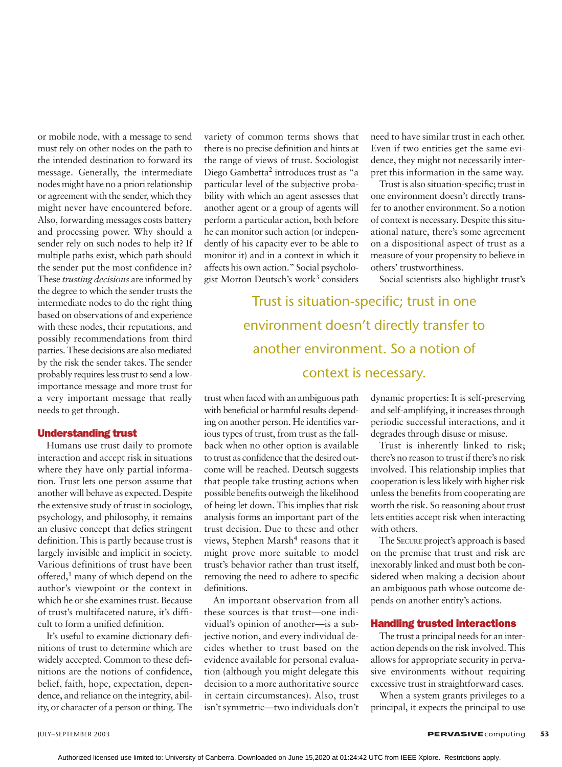or mobile node, with a message to send must rely on other nodes on the path to the intended destination to forward its message. Generally, the intermediate nodes might have no a priori relationship or agreement with the sender, which they might never have encountered before. Also, forwarding messages costs battery and processing power. Why should a sender rely on such nodes to help it? If multiple paths exist, which path should the sender put the most confidence in? These *trusting decisions* are informed by the degree to which the sender trusts the intermediate nodes to do the right thing based on observations of and experience with these nodes, their reputations, and possibly recommendations from third parties. These decisions are also mediated by the risk the sender takes. The sender probably requires less trust to send a low-importance message and more trust for a very important message that really needs to get through.

## Understanding trust

Humans use trust daily to promote interaction and accept risk in situations where they have only partial information. Trust lets one person assume that another will behave as expected. Despite the extensive study of trust in sociology, psychology, and philosophy, it remains an elusive concept that defies stringent definition. This is partly because trust is largely invisible and implicit in society. Various definitions of trust have been offered,[1] many of which depend on the author's viewpoint or the context in which he or she examines trust. Because of trust's multifaceted nature, it's difficult to form a unified definition.

It's useful to examine dictionary definitions of trust to determine which are widely accepted. Common to these definitions are the notions of confidence, belief, faith, hope, expectation, dependence, and reliance on the integrity, ability, or character of a person or thing. The variety of common terms shows that there is no precise definition and hints at the range of views of trust. Sociologist Diego Gambetta[2] introduces trust as "a particular level of the subjective probability with which an agent assesses that another agent or a group of agents will perform a particular action, both before he can monitor such action (or independently of his capacity ever to be able to monitor it) and in a context in which it affects his own action." Social psychologist Morton Deutsch's work[3] considers trust when faced with an ambiguous path with beneficial or harmful results depending on another person. He identifies various types of trust, from trust as the fallback when no other option is available to trust as confidence that the desired outcome will be reached. Deutsch suggests that people take trusting actions when possible benefits outweigh the likelihood of being let down. This implies that risk analysis forms an important part of the trust decision. Due to these and other views, Stephen Marsh[4] reasons that it might prove more suitable to model trust's behavior rather than trust itself, removing the need to adhere to specific definitions.

An important observation from all these sources is that trust—one individual's opinion of another—is a subjective notion, and every individual decides whether to trust based on the evidence available for personal evaluation (although you might delegate this decision to a more authoritative source in certain circumstances). Also, trust isn't symmetric—two individuals don't need to have similar trust in each other. Even if two entities get the same evidence, they might not necessarily interpret this information in the same way.

Trust is also situation-specific; trust in one environment doesn't directly transfer to another environment. So a notion of context is necessary. Despite this situational nature, there's some agreement on a dispositional aspect of trust as a measure of your propensity to believe in others' trustworthiness.

> Trust is situation-specific; trust in one environment doesn't directly transfer to another environment. So a notion of context is necessary.

Social scientists also highlight trust's dynamic properties: It is self-preserving and self-amplifying, it increases through periodic successful interactions, and it degrades through disuse or misuse.

Trust is inherently linked to risk; there's no reason to trust if there's no risk involved. This relationship implies that cooperation is less likely with higher risk unless the benefits from cooperating are worth the risk. So reasoning about trust lets entities accept risk when interacting with others.

The SECURE project's approach is based on the premise that trust and risk are inexorably linked and must both be considered when making a decision about an ambiguous path whose outcome depends on another entity's actions.

## Handling trusted interactions

The trust a principal needs for an interaction depends on the risk involved. This allows for appropriate security in pervasive environments without requiring excessive trust in straightforward cases.

When a system grants privileges to a principal, it expects the principal to use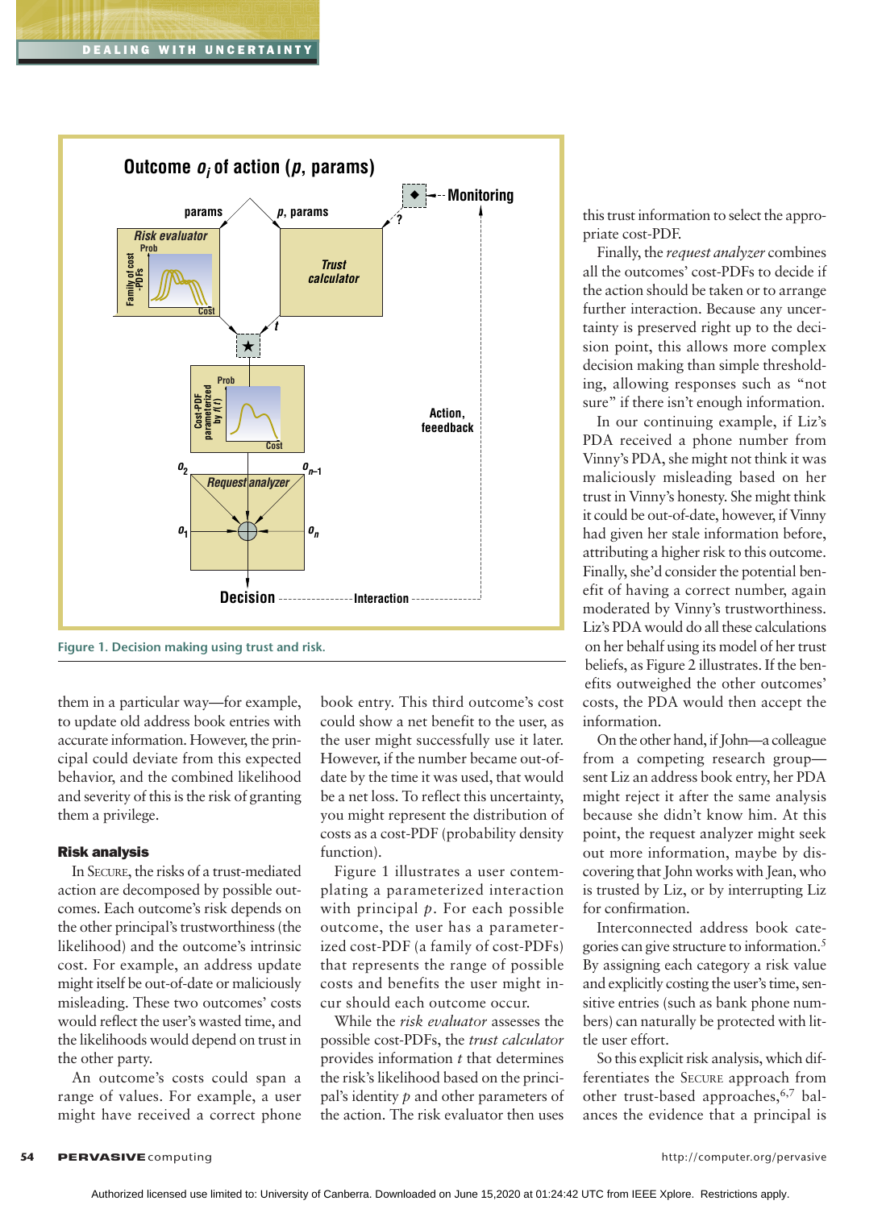Outcome $o_i$ of action ($p$, params)

params

$p$, params

Monitoring

?

Risk evaluator

Prob

Family of cost -PDFs

Cost

Trust calculator

$t$

Prob

Cost-PDF parameterized by $f(t)$

Cost

Action, feeedback

$o_2$

$o_{n-1}$

Request analyzer

$o_1$

$o_n$

Decision

Interaction

Figure 1. Decision making using trust and risk.

them in a particular way—for example, to update old address book entries with accurate information. However, the principal could deviate from this expected behavior, and the combined likelihood and severity of this is the risk of granting them a privilege.

### Risk analysis

In SECURE, the risks of a trust-mediated action are decomposed by possible outcomes. Each outcome's risk depends on the other principal's trustworthiness (the likelihood) and the outcome's intrinsic cost. For example, an address update might itself be out-of-date or maliciously misleading. These two outcomes' costs would reflect the user's wasted time, and the likelihoods would depend on trust in the other party.

An outcome's costs could span a range of values. For example, a user might have received a correct phone book entry. This third outcome's cost could show a net benefit to the user, as the user might successfully use it later. However, if the number became out-of-date by the time it was used, that would be a net loss. To reflect this uncertainty, you might represent the distribution of costs as a cost-PDF (probability density function).

Figure 1 illustrates a user contemplating a parameterized interaction with principal $p$. For each possible outcome, the user has a parameterized cost-PDF (a family of cost-PDFs) that represents the range of possible costs and benefits the user might incur should each outcome occur.

While the *risk evaluator* assesses the possible cost-PDFs, the *trust calculator* provides information $t$ that determines the risk's likelihood based on the principal's identity $p$ and other parameters of the action. The risk evaluator then uses this trust information to select the appropriate cost-PDF.

Finally, the *request analyzer* combines all the outcomes' cost-PDFs to decide if the action should be taken or to arrange further interaction. Because any uncertainty is preserved right up to the decision point, this allows more complex decision making than simple thresholding, allowing responses such as "not sure" if there isn't enough information.

In our continuing example, if Liz's PDA received a phone number from Vinny's PDA, she might not think it was maliciously misleading based on her trust in Vinny's honesty. She might think it could be out-of-date, however, if Vinny had given her stale information before, attributing a higher risk to this outcome. Finally, she'd consider the potential benefit of having a correct number, again moderated by Vinny's trustworthiness. Liz's PDA would do all these calculations on her behalf using its model of her trust beliefs, as Figure 2 illustrates. If the benefits outweighed the other outcomes' costs, the PDA would then accept the information.

On the other hand, if John—a colleague from a competing research group—sent Liz an address book entry, her PDA might reject it after the same analysis because she didn't know him. At this point, the request analyzer might seek out more information, maybe by discovering that John works with Jean, who is trusted by Liz, or by interrupting Liz for confirmation.

Interconnected address book categories can give structure to information.[5] By assigning each category a risk value and explicitly costing the user's time, sensitive entries (such as bank phone numbers) can naturally be protected with little user effort.

So this explicit risk analysis, which differentiates the SECURE approach from other trust-based approaches,[6,7] balances the evidence that a principal is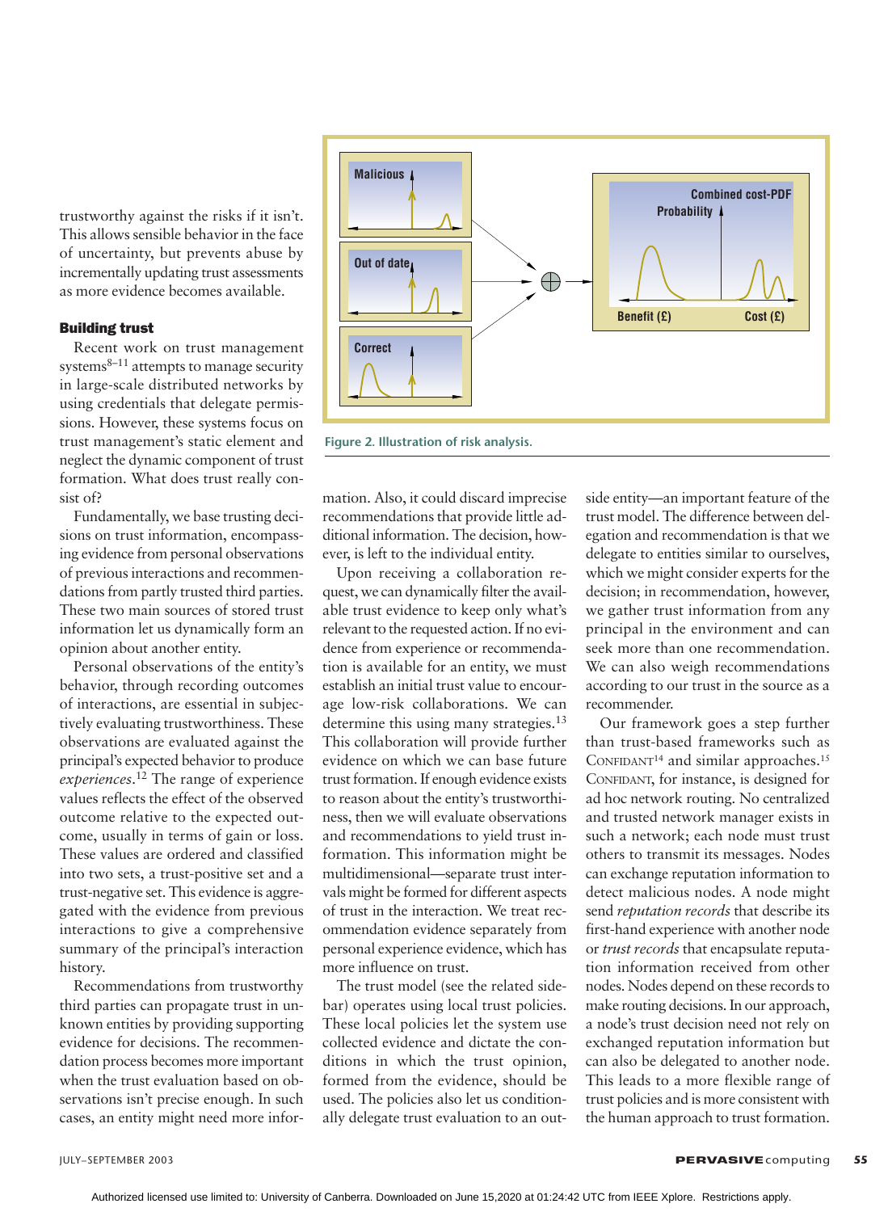trustworthy against the risks if it isn't. This allows sensible behavior in the face of uncertainty, but prevents abuse by incrementally updating trust assessments as more evidence becomes available.

### Building trust

Recent work on trust management systems[8–11] attempts to manage security in large-scale distributed networks by using credentials that delegate permissions. However, these systems focus on trust management's static element and neglect the dynamic component of trust formation. What does trust really consist of?

Fundamentally, we base trusting decisions on trust information, encompassing evidence from personal observations of previous interactions and recommendations from partly trusted third parties. These two main sources of stored trust information let us dynamically form an opinion about another entity.

Personal observations of the entity's behavior, through recording outcomes of interactions, are essential in subjectively evaluating trustworthiness. These observations are evaluated against the principal's expected behavior to produce *experiences*.[12] The range of experience values reflects the effect of the observed outcome relative to the expected outcome, usually in terms of gain or loss. These values are ordered and classified into two sets, a trust-positive set and a trust-negative set. This evidence is aggregated with the evidence from previous interactions to give a comprehensive summary of the principal's interaction history.

Recommendations from trustworthy third parties can propagate trust in unknown entities by providing supporting evidence for decisions. The recommendation process becomes more important when the trust evaluation based on observations isn't precise enough. In such cases, an entity might need more information. Also, it could discard imprecise recommendations that provide little additional information. The decision, however, is left to the individual entity.

Upon receiving a collaboration request, we can dynamically filter the available trust evidence to keep only what's relevant to the requested action. If no evidence from experience or recommendation is available for an entity, we must establish an initial trust value to encourage low-risk collaborations. We can determine this using many strategies.[13] This collaboration will provide further evidence on which we can base future trust formation. If enough evidence exists to reason about the entity's trustworthiness, then we will evaluate observations and recommendations to yield trust information. This information might be multidimensional—separate trust intervals might be formed for different aspects of trust in the interaction. We treat recommendation evidence separately from personal experience evidence, which has more influence on trust.

The trust model (see the related sidebar) operates using local trust policies. These local policies let the system use collected evidence and dictate the conditions in which the trust opinion, formed from the evidence, should be used. The policies also let us conditionally delegate trust evaluation to an outside entity—an important feature of the trust model. The difference between delegation and recommendation is that we delegate to entities similar to ourselves, which we might consider experts for the decision; in recommendation, however, we gather trust information from any principal in the environment and can seek more than one recommendation. We can also weigh recommendations according to our trust in the source as a recommender.

Our framework goes a step further than trust-based frameworks such as Confidant[14] and similar approaches.[15] Confidant, for instance, is designed for ad hoc network routing. No centralized and trusted network manager exists in such a network; each node must trust others to transmit its messages. Nodes can exchange reputation information to detect malicious nodes. A node might send *reputation records* that describe its first-hand experience with another node or *trust records* that encapsulate reputation information received from other nodes. Nodes depend on these records to make routing decisions. In our approach, a node's trust decision need not rely on exchanged reputation information but can also be delegated to another node. This leads to a more flexible range of trust policies and is more consistent with the human approach to trust formation.

Figure 2. Illustration of risk analysis.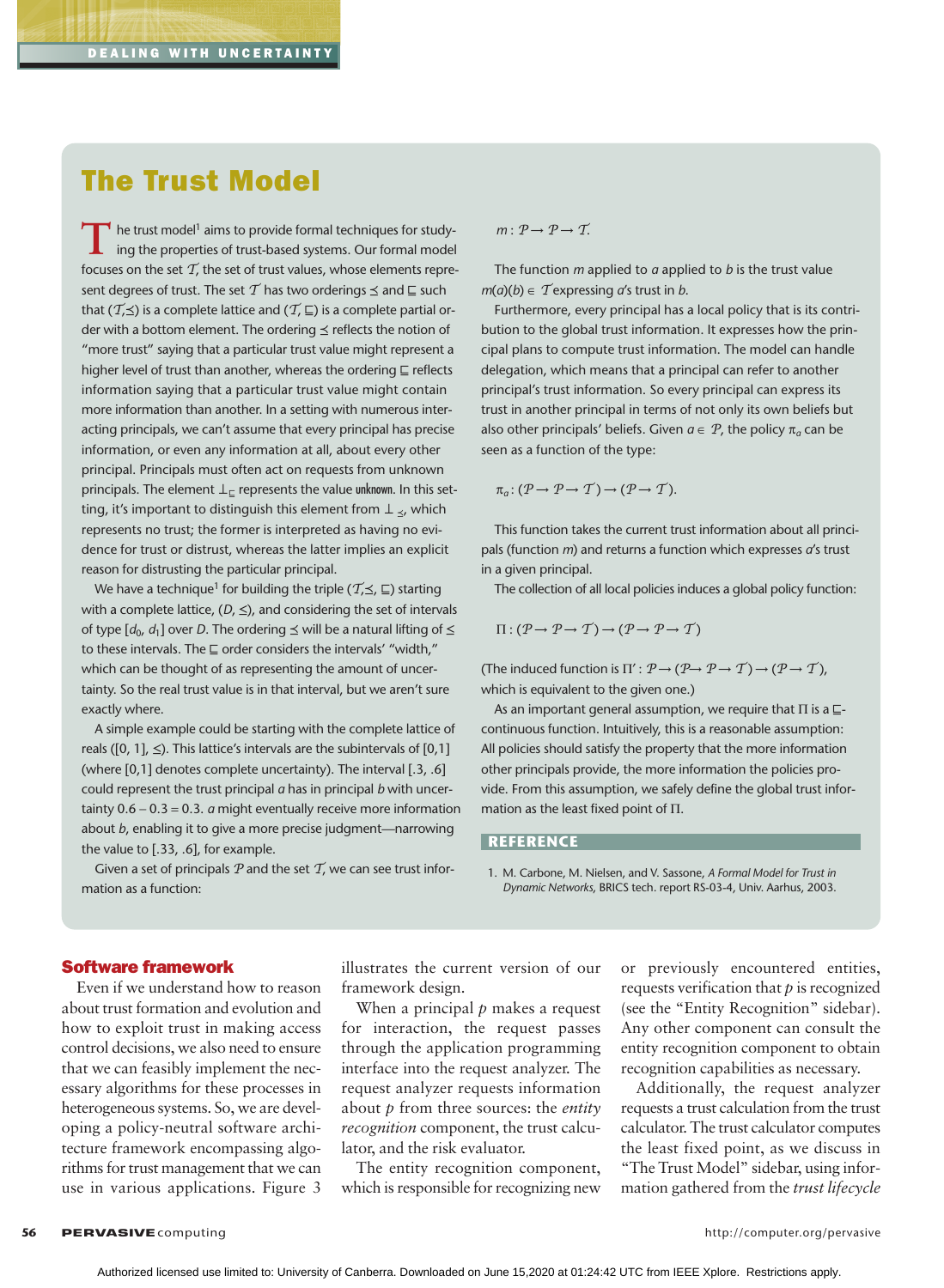## The Trust Model

The trust model[1] aims to provide formal techniques for studying the properties of trust-based systems. Our formal model focuses on the set $\mathcal{T}$, the set of trust values, whose elements represent degrees of trust. The set $\mathcal{T}$ has two orderings $\preceq$ and $\sqsubseteq$ such that $(\mathcal{T}, \preceq)$ is a complete lattice and $(\mathcal{T}, \sqsubseteq)$ is a complete partial order with a bottom element. The ordering $\preceq$ reflects the notion of "more trust" saying that a particular trust value might represent a higher level of trust than another, whereas the ordering $\sqsubseteq$ reflects information saying that a particular trust value might contain more information than another. In a setting with numerous interacting principals, we can't assume that every principal has precise information, or even any information at all, about every other principal. Principals must often act on requests from unknown principals. The element $\perp_{\sqsubseteq}$ represents the value unknown. In this setting, it's important to distinguish this element from $\perp_{\preceq}$, which represents no trust; the former is interpreted as having no evidence for trust or distrust, whereas the latter implies an explicit reason for distrusting the particular principal.

We have a technique[1] for building the triple $(\mathcal{T}, \preceq, \sqsubseteq)$ starting with a complete lattice, $(D, \leq)$, and considering the set of intervals of type $[d_0, d_1]$ over $D$. The ordering $\preceq$ will be a natural lifting of $\leq$ to these intervals. The $\sqsubseteq$ order considers the intervals' "width," which can be thought of as representing the amount of uncertainty. So the real trust value is in that interval, but we aren't sure exactly where.

A simple example could be starting with the complete lattice of reals ([0, 1], $\leq$). This lattice's intervals are the subintervals of [0,1] (where [0,1] denotes complete uncertainty). The interval [.3, .6] could represent the trust principal $a$ has in principal $b$ with uncertainty $0.6 - 0.3 = 0.3$. $a$ might eventually receive more information about $b$, enabling it to give a more precise judgment—narrowing the value to [.33, .6], for example.

Given a set of principals $\mathcal{P}$ and the set $\mathcal{T}$, we can see trust information as a function:

$$m : \mathcal{P} \rightarrow \mathcal{P} \rightarrow \mathcal{T}.$$

The function $m$ applied to $a$ applied to $b$ is the trust value $m(a)(b) \in \mathcal{T}$ expressing $a$'s trust in $b$.

Furthermore, every principal has a local policy that is its contribution to the global trust information. It expresses how the principal plans to compute trust information. The model can handle delegation, which means that a principal can refer to another principal's trust information. So every principal can express its trust in another principal in terms of not only its own beliefs but also other principals' beliefs. Given $a \in \mathcal{P}$, the policy $\pi_a$ can be seen as a function of the type:

$$\pi_a : (\mathcal{P} \rightarrow \mathcal{P} \rightarrow \mathcal{T}) \rightarrow (\mathcal{P} \rightarrow \mathcal{T}).$$

This function takes the current trust information about all principals (function $m$) and returns a function which expresses $a$'s trust in a given principal.

The collection of all local policies induces a global policy function:

$$\Pi : (\mathcal{P} \rightarrow \mathcal{P} \rightarrow \mathcal{T}) \rightarrow (\mathcal{P} \rightarrow \mathcal{P} \rightarrow \mathcal{T})$$

(The induced function is $\Pi' : \mathcal{P} \rightarrow (\mathcal{P} \rightarrow \mathcal{P} \rightarrow \mathcal{T}) \rightarrow (\mathcal{P} \rightarrow \mathcal{T})$, which is equivalent to the given one.)

As an important general assumption, we require that $\Pi$ is a $\sqsubseteq$-continuous function. Intuitively, this is a reasonable assumption: All policies should satisfy the property that the more information other principals provide, the more information the policies provide. From this assumption, we safely define the global trust information as the least fixed point of $\Pi$.

### REFERENCE

1. M. Carbone, M. Nielsen, and V. Sassone, *A Formal Model for Trust in Dynamic Networks*, BRICS tech. report RS-03-4, Univ. Aarhus, 2003.

## Software framework

Even if we understand how to reason about trust formation and evolution and how to exploit trust in making access control decisions, we also need to ensure that we can feasibly implement the necessary algorithms for these processes in heterogeneous systems. So, we are developing a policy-neutral software architecture framework encompassing algorithms for trust management that we can use in various applications. Figure 3 illustrates the current version of our framework design.

When a principal $p$ makes a request for interaction, the request passes through the application programming interface into the request analyzer. The request analyzer requests information about $p$ from three sources: the *entity recognition* component, the trust calculator, and the risk evaluator.

The entity recognition component, which is responsible for recognizing new or previously encountered entities, requests verification that $p$ is recognized (see the "Entity Recognition" sidebar). Any other component can consult the entity recognition component to obtain recognition capabilities as necessary.

Additionally, the request analyzer requests a trust calculation from the trust calculator. The trust calculator computes the least fixed point, as we discuss in "The Trust Model" sidebar, using information gathered from the *trust lifecycle*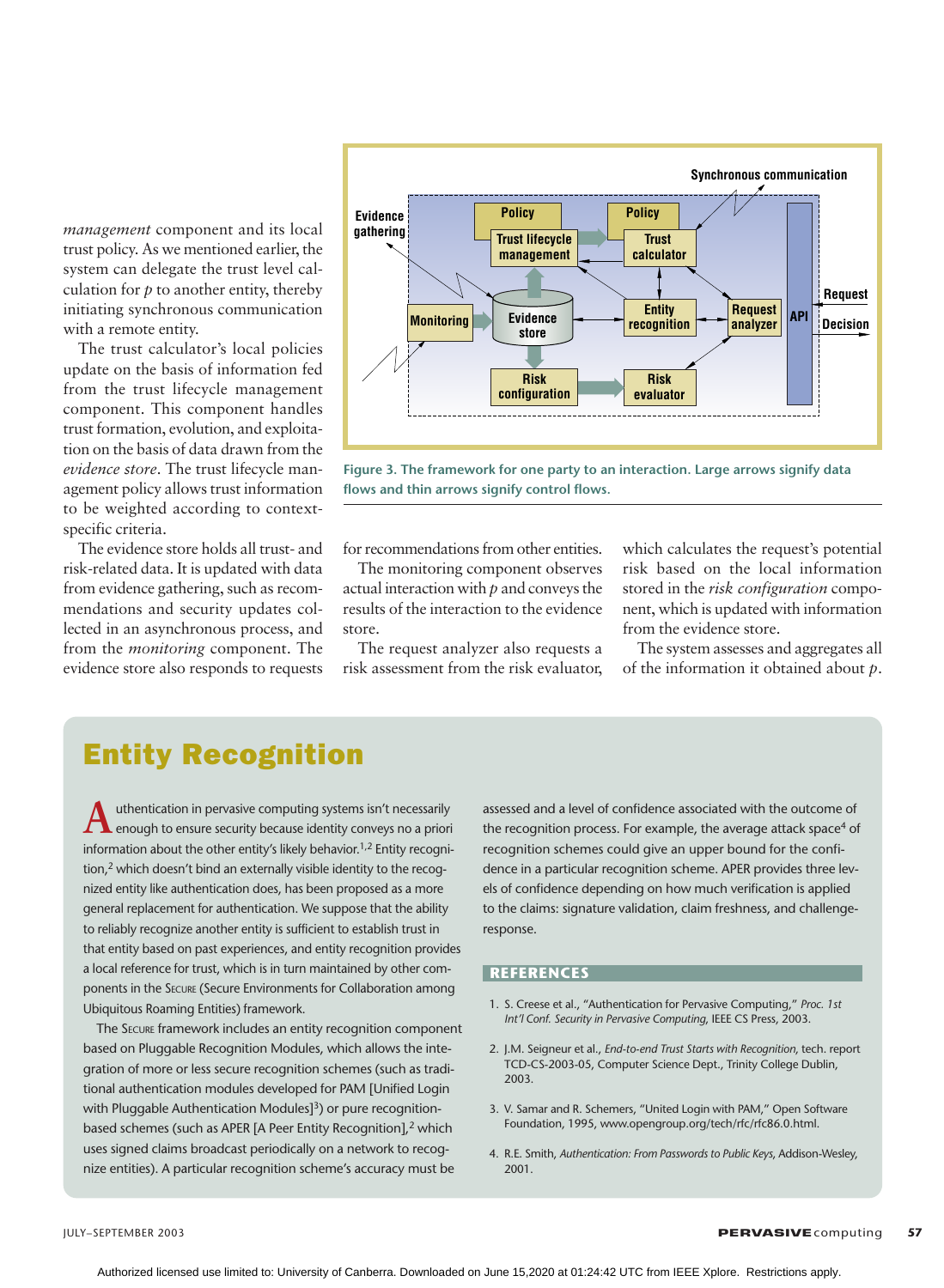*management* component and its local trust policy. As we mentioned earlier, the system can delegate the trust level calculation for *p* to another entity, thereby initiating synchronous communication with a remote entity.

The trust calculator's local policies update on the basis of information fed from the trust lifecycle management component. This component handles trust formation, evolution, and exploitation on the basis of data drawn from the *evidence store*. The trust lifecycle management policy allows trust information to be weighted according to context-specific criteria.

The evidence store holds all trust- and risk-related data. It is updated with data from evidence gathering, such as recommendations and security updates collected in an asynchronous process, and from the *monitoring* component. The evidence store also responds to requests for recommendations from other entities.

The monitoring component observes actual interaction with *p* and conveys the results of the interaction to the evidence store.

The request analyzer also requests a risk assessment from the risk evaluator, which calculates the request's potential risk based on the local information stored in the *risk configuration* component, which is updated with information from the evidence store.

The system assesses and aggregates all of the information it obtained about *p*.

Figure 3. The framework for one party to an interaction. Large arrows signify data flows and thin arrows signify control flows.

## Entity Recognition

Authentication in pervasive computing systems isn't necessarily enough to ensure security because identity conveys no a priori information about the other entity's likely behavior.[1,2] Entity recognition,[2] which doesn't bind an externally visible identity to the recognized entity like authentication does, has been proposed as a more general replacement for authentication. We suppose that the ability to reliably recognize another entity is sufficient to establish trust in that entity based on past experiences, and entity recognition provides a local reference for trust, which is in turn maintained by other components in the SECURE (Secure Environments for Collaboration among Ubiquitous Roaming Entities) framework.

The SECURE framework includes an entity recognition component based on Pluggable Recognition Modules, which allows the integration of more or less secure recognition schemes (such as traditional authentication modules developed for PAM [Unified Login with Pluggable Authentication Modules][3]) or pure recognition-based schemes (such as APER [A Peer Entity Recognition],[2] which uses signed claims broadcast periodically on a network to recognize entities). A particular recognition scheme's accuracy must be assessed and a level of confidence associated with the outcome of the recognition process. For example, the average attack space[4] of recognition schemes could give an upper bound for the confidence in a particular recognition scheme. APER provides three levels of confidence depending on how much verification is applied to the claims: signature validation, claim freshness, and challenge-response.

### REFERENCES

1. S. Creese et al., "Authentication for Pervasive Computing," *Proc. 1st Int'l Conf. Security in Pervasive Computing*, IEEE CS Press, 2003.
2. J.M. Seigneur et al., *End-to-end Trust Starts with Recognition*, tech. report TCD-CS-2003-05, Computer Science Dept., Trinity College Dublin, 2003.
3. V. Samar and R. Schemers, "United Login with PAM," Open Software Foundation, 1995, www.opengroup.org/tech/rfc/rfc86.0.html.
4. R.E. Smith, *Authentication: From Passwords to Public Keys*, Addison-Wesley, 2001.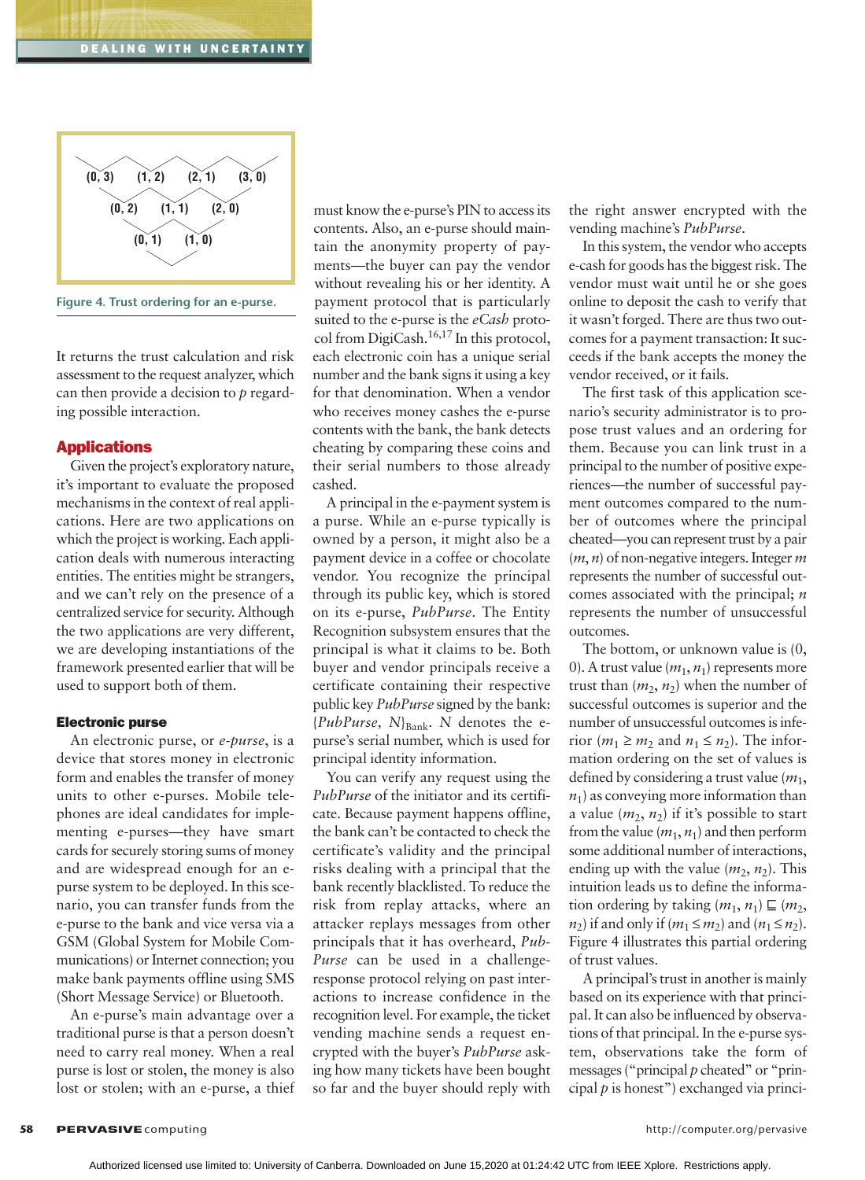Figure 4. Trust ordering for an e-purse.

It returns the trust calculation and risk assessment to the request analyzer, which can then provide a decision to $p$ regarding possible interaction.

## Applications

Given the project's exploratory nature, it's important to evaluate the proposed mechanisms in the context of real applications. Here are two applications on which the project is working. Each application deals with numerous interacting entities. The entities might be strangers, and we can't rely on the presence of a centralized service for security. Although the two applications are very different, we are developing instantiations of the framework presented earlier that will be used to support both of them.

### Electronic purse

An electronic purse, or *e-purse*, is a device that stores money in electronic form and enables the transfer of money units to other e-purses. Mobile telephones are ideal candidates for implementing e-purses—they have smart cards for securely storing sums of money and are widespread enough for an e-purse system to be deployed. In this scenario, you can transfer funds from the e-purse to the bank and vice versa via a GSM (Global System for Mobile Communications) or Internet connection; you make bank payments offline using SMS (Short Message Service) or Bluetooth.

An e-purse's main advantage over a traditional purse is that a person doesn't need to carry real money. When a real purse is lost or stolen, the money is also lost or stolen; with an e-purse, a thief must know the e-purse's PIN to access its contents. Also, an e-purse should maintain the anonymity property of payments—the buyer can pay the vendor without revealing his or her identity. A payment protocol that is particularly suited to the e-purse is the *eCash* protocol from DigiCash.[16,17] In this protocol, each electronic coin has a unique serial number and the bank signs it using a key for that denomination. When a vendor who receives money cashes the e-purse contents with the bank, the bank detects cheating by comparing these coins and their serial numbers to those already cashed.

A principal in the e-payment system is a purse. While an e-purse typically is owned by a person, it might also be a payment device in a coffee or chocolate vendor. You recognize the principal through its public key, which is stored on its e-purse, *PubPurse*. The Entity Recognition subsystem ensures that the principal is what it claims to be. Both buyer and vendor principals receive a certificate containing their respective public key *PubPurse* signed by the bank: $\{PubPurse, N\}_{Bank}$. $N$ denotes the e-purse's serial number, which is used for principal identity information.

You can verify any request using the *PubPurse* of the initiator and its certificate. Because payment happens offline, the bank can't be contacted to check the certificate's validity and the principal risks dealing with a principal that the bank recently blacklisted. To reduce the risk from replay attacks, where an attacker replays messages from other principals that it has overheard, *PubPurse* can be used in a challenge-response protocol relying on past interactions to increase confidence in the recognition level. For example, the ticket vending machine sends a request encrypted with the buyer's *PubPurse* asking how many tickets have been bought so far and the buyer should reply with the right answer encrypted with the vending machine's *PubPurse*.

In this system, the vendor who accepts e-cash for goods has the biggest risk. The vendor must wait until he or she goes online to deposit the cash to verify that it wasn't forged. There are thus two outcomes for a payment transaction: It succeeds if the bank accepts the money the vendor received, or it fails.

The first task of this application scenario's security administrator is to propose trust values and an ordering for them. Because you can link trust in a principal to the number of positive experiences—the number of successful payment outcomes compared to the number of outcomes where the principal cheated—you can represent trust by a pair $(m, n)$ of non-negative integers. Integer $m$ represents the number of successful outcomes associated with the principal; $n$ represents the number of unsuccessful outcomes.

The bottom, or unknown value is $(0, 0)$. A trust value $(m_1, n_1)$ represents more trust than $(m_2, n_2)$ when the number of successful outcomes is superior and the number of unsuccessful outcomes is inferior ($m_1 \geq m_2$ and $n_1 \leq n_2$). The information ordering on the set of values is defined by considering a trust value $(m_1, n_1)$ as conveying more information than a value $(m_2, n_2)$ if it's possible to start from the value $(m_1, n_1)$ and then perform some additional number of interactions, ending up with the value $(m_2, n_2)$. This intuition leads us to define the information ordering by taking $(m_1, n_1) \sqsubseteq (m_2, n_2)$ if and only if $(m_1 \leq m_2)$ and $(n_1 \leq n_2)$. Figure 4 illustrates this partial ordering of trust values.

A principal's trust in another is mainly based on its experience with that principal. It can also be influenced by observations of that principal. In the e-purse system, observations take the form of messages ("principal $p$ cheated" or "principal $p$ is honest") exchanged via princi-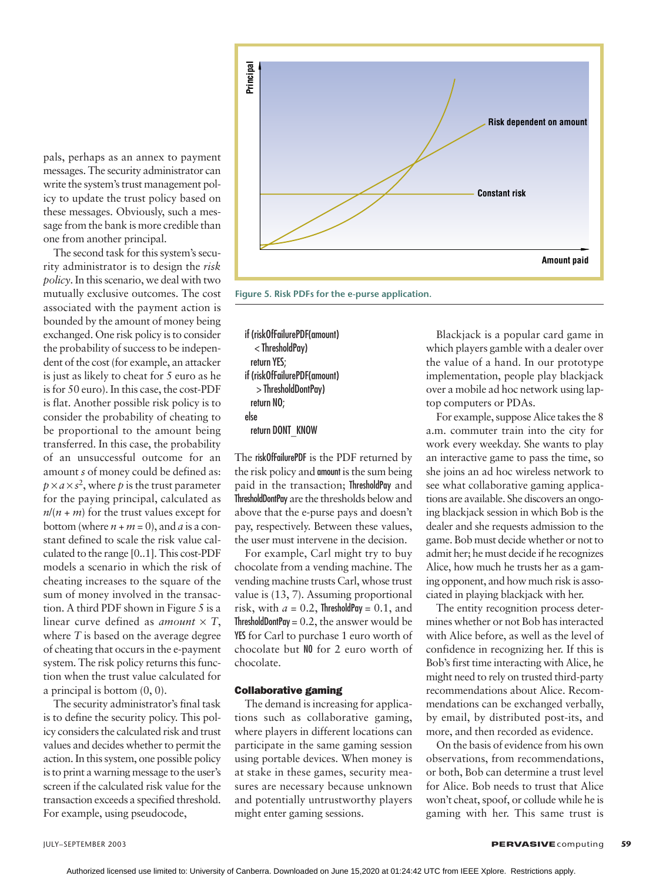pals, perhaps as an annex to payment messages. The security administrator can write the system's trust management policy to update the trust policy based on these messages. Obviously, such a message from the bank is more credible than one from another principal.

The second task for this system's security administrator is to design the *risk policy*. In this scenario, we deal with two mutually exclusive outcomes. The cost associated with the payment action is bounded by the amount of money being exchanged. One risk policy is to consider the probability of success to be independent of the cost (for example, an attacker is just as likely to cheat for 5 euro as he is for 50 euro). In this case, the cost-PDF is flat. Another possible risk policy is to consider the probability of cheating to be proportional to the amount being transferred. In this case, the probability of an unsuccessful outcome for an amount $s$ of money could be defined as: $p \times a \times s^2$, where $p$ is the trust parameter for the paying principal, calculated as $n/(n + m)$ for the trust values except for bottom (where $n + m = 0$), and $a$ is a constant defined to scale the risk value calculated to the range [0..1]. This cost-PDF models a scenario in which the risk of cheating increases to the square of the sum of money involved in the transaction. A third PDF shown in Figure 5 is a linear curve defined as $amount \times T$, where $T$ is based on the average degree of cheating that occurs in the e-payment system. The risk policy returns this function when the trust value calculated for a principal is bottom (0, 0).

The security administrator's final task is to define the security policy. This policy considers the calculated risk and trust values and decides whether to permit the action. In this system, one possible policy is to print a warning message to the user's screen if the calculated risk value for the transaction exceeds a specified threshold. For example, using pseudocode,

Figure 5. Risk PDFs for the e-purse application.

```
if (riskOfFailurePDF(amount)
    < ThresholdPay)
  return YES;
if (riskOfFailurePDF(amount)
    > ThresholdDontPay)
  return NO;
else
  return DONT_KNOW
```

The riskOfFailurePDF is the PDF returned by the risk policy and amount is the sum being paid in the transaction; ThresholdPay and ThresholdDontPay are the thresholds below and above that the e-purse pays and doesn't pay, respectively. Between these values, the user must intervene in the decision.

For example, Carl might try to buy chocolate from a vending machine. The vending machine trusts Carl, whose trust value is (13, 7). Assuming proportional risk, with $a = 0.2$, ThresholdPay $= 0.1$, and ThresholdDontPay $= 0.2$, the answer would be YES for Carl to purchase 1 euro worth of chocolate but NO for 2 euro worth of chocolate.

### Collaborative gaming

The demand is increasing for applications such as collaborative gaming, where players in different locations can participate in the same gaming session using portable devices. When money is at stake in these games, security measures are necessary because unknown and potentially untrustworthy players might enter gaming sessions.

Blackjack is a popular card game in which players gamble with a dealer over the value of a hand. In our prototype implementation, people play blackjack over a mobile ad hoc network using laptop computers or PDAs.

For example, suppose Alice takes the 8 a.m. commuter train into the city for work every weekday. She wants to play an interactive game to pass the time, so she joins an ad hoc wireless network to see what collaborative gaming applications are available. She discovers an ongoing blackjack session in which Bob is the dealer and she requests admission to the game. Bob must decide whether or not to admit her; he must decide if he recognizes Alice, how much he trusts her as a gaming opponent, and how much risk is associated in playing blackjack with her.

The entity recognition process determines whether or not Bob has interacted with Alice before, as well as the level of confidence in recognizing her. If this is Bob's first time interacting with Alice, he might need to rely on trusted third-party recommendations about Alice. Recommendations can be exchanged verbally, by email, by distributed post-its, and more, and then recorded as evidence.

On the basis of evidence from his own observations, from recommendations, or both, Bob can determine a trust level for Alice. Bob needs to trust that Alice won't cheat, spoof, or collude while he is gaming with her. This same trust is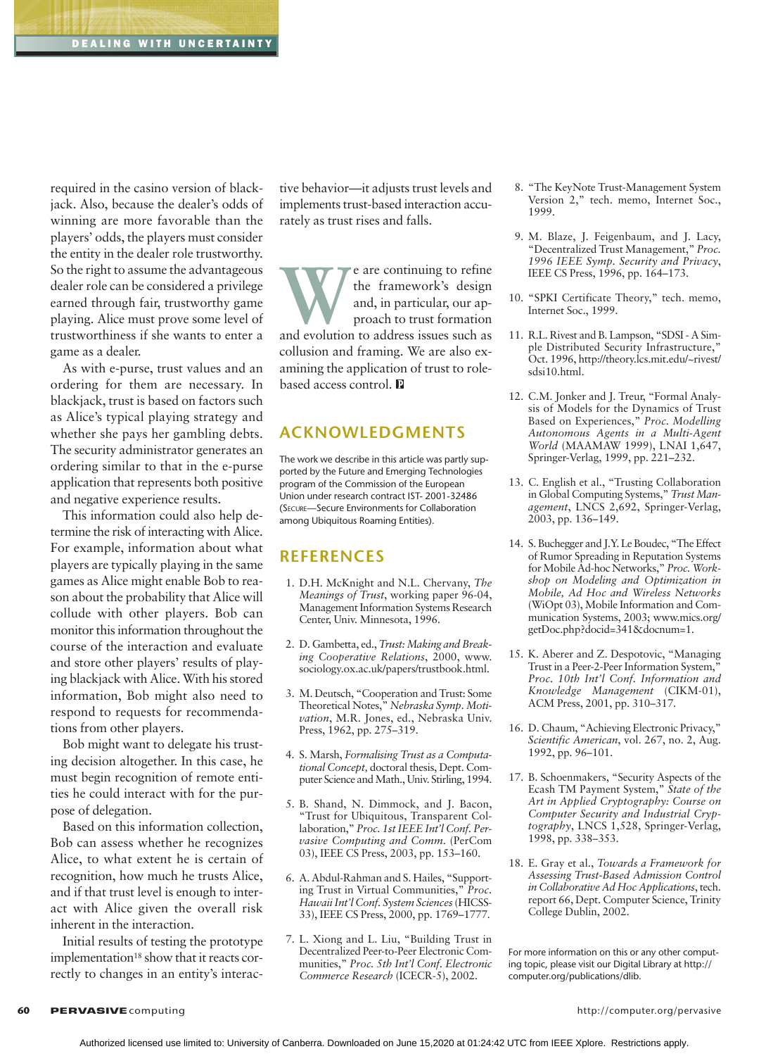required in the casino version of blackjack. Also, because the dealer's odds of winning are more favorable than the players' odds, the players must consider the entity in the dealer role trustworthy. So the right to assume the advantageous dealer role can be considered a privilege earned through fair, trustworthy game playing. Alice must prove some level of trustworthiness if she wants to enter a game as a dealer.

As with e-purse, trust values and an ordering for them are necessary. In blackjack, trust is based on factors such as Alice's typical playing strategy and whether she pays her gambling debts. The security administrator generates an ordering similar to that in the e-purse application that represents both positive and negative experience results.

This information could also help determine the risk of interacting with Alice. For example, information about what players are typically playing in the same games as Alice might enable Bob to reason about the probability that Alice will collude with other players. Bob can monitor this information throughout the course of the interaction and evaluate and store other players' results of playing blackjack with Alice. With his stored information, Bob might also need to respond to requests for recommendations from other players.

Bob might want to delegate his trusting decision altogether. In this case, he must begin recognition of remote entities he could interact with for the purpose of delegation.

Based on this information collection, Bob can assess whether he recognizes Alice, to what extent he is certain of recognition, how much he trusts Alice, and if that trust level is enough to interact with Alice given the overall risk inherent in the interaction.

Initial results of testing the prototype implementation[18] show that it reacts correctly to changes in an entity's interactive behavior—it adjusts trust levels and implements trust-based interaction accurately as trust rises and falls.

We are continuing to refine the framework's design and, in particular, our approach to trust formation and evolution to address issues such as collusion and framing. We are also examining the application of trust to role-based access control.

## ACKNOWLEDGMENTS

The work we describe in this article was partly supported by the Future and Emerging Technologies program of the Commission of the European Union under research contract IST- 2001-32486 (SECURE—Secure Environments for Collaboration among Ubiquitous Roaming Entities).

## REFERENCES

1. D.H. McKnight and N.L. Chervany, *The Meanings of Trust*, working paper 96-04, Management Information Systems Research Center, Univ. Minnesota, 1996.
2. D. Gambetta, ed., *Trust: Making and Breaking Cooperative Relations*, 2000, www.sociology.ox.ac.uk/papers/trustbook.html.
3. M. Deutsch, "Cooperation and Trust: Some Theoretical Notes," *Nebraska Symp. Motivation*, M.R. Jones, ed., Nebraska Univ. Press, 1962, pp. 275–319.
4. S. Marsh, *Formalising Trust as a Computational Concept,* doctoral thesis, Dept. Computer Science and Math., Univ. Stirling, 1994.
5. B. Shand, N. Dimmock, and J. Bacon, "Trust for Ubiquitous, Transparent Collaboration," *Proc. 1st IEEE Int'l Conf. Pervasive Computing and Comm.* (PerCom 03), IEEE CS Press, 2003, pp. 153–160.
6. A. Abdul-Rahman and S. Hailes, "Supporting Trust in Virtual Communities," *Proc. Hawaii Int'l Conf. System Sciences* (HICSS-33), IEEE CS Press, 2000, pp. 1769–1777.
7. L. Xiong and L. Liu, "Building Trust in Decentralized Peer-to-Peer Electronic Communities," *Proc. 5th Int'l Conf. Electronic Commerce Research* (ICECR-5), 2002.
8. "The KeyNote Trust-Management System Version 2," tech. memo, Internet Soc., 1999.
9. M. Blaze, J. Feigenbaum, and J. Lacy, "Decentralized Trust Management," *Proc. 1996 IEEE Symp. Security and Privacy*, IEEE CS Press, 1996, pp. 164–173.
10. "SPKI Certificate Theory," tech. memo, Internet Soc., 1999.
11. R.L. Rivest and B. Lampson, "SDSI - A Simple Distributed Security Infrastructure," Oct. 1996, http://theory.lcs.mit.edu/~rivest/sdsi10.html.
12. C.M. Jonker and J. Treur, "Formal Analysis of Models for the Dynamics of Trust Based on Experiences," *Proc. Modelling Autonomous Agents in a Multi-Agent World* (MAAMAW 1999), LNAI 1,647, Springer-Verlag, 1999, pp. 221–232.
13. C. English et al., "Trusting Collaboration in Global Computing Systems," *Trust Management*, LNCS 2,692, Springer-Verlag, 2003, pp. 136–149.
14. S. Buchegger and J.Y. Le Boudec, "The Effect of Rumor Spreading in Reputation Systems for Mobile Ad-hoc Networks," *Proc. Workshop on Modeling and Optimization in Mobile, Ad Hoc and Wireless Networks* (WiOpt 03), Mobile Information and Communication Systems, 2003; www.mics.org/getDoc.php?docid=341&docnum=1.
15. K. Aberer and Z. Despotovic, "Managing Trust in a Peer-2-Peer Information System," *Proc. 10th Int'l Conf. Information and Knowledge Management* (CIKM-01), ACM Press, 2001, pp. 310–317.
16. D. Chaum, "Achieving Electronic Privacy," *Scientific American*, vol. 267, no. 2, Aug. 1992, pp. 96–101.
17. B. Schoenmakers, "Security Aspects of the Ecash TM Payment System," *State of the Art in Applied Cryptography: Course on Computer Security and Industrial Cryptography*, LNCS 1,528, Springer-Verlag, 1998, pp. 338–353.
18. E. Gray et al., *Towards a Framework for Assessing Trust-Based Admission Control in Collaborative Ad Hoc Applications*, tech. report 66, Dept. Computer Science, Trinity College Dublin, 2002.

For more information on this or any other computing topic, please visit our Digital Library at http://computer.org/publications/dlib.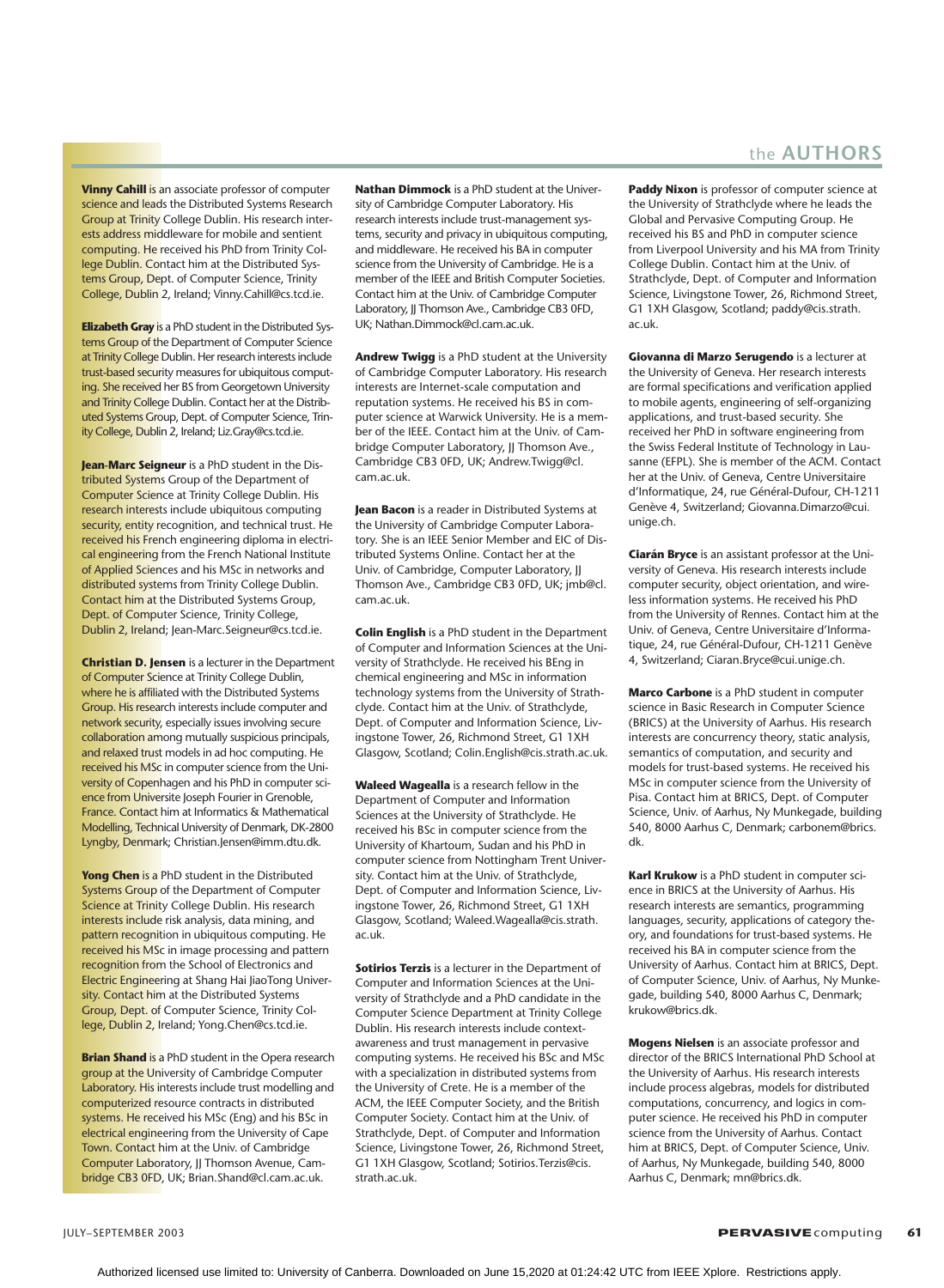## the AUTHORS

**Vinny Cahill** is an associate professor of computer science and leads the Distributed Systems Research Group at Trinity College Dublin. His research interests address middleware for mobile and sentient computing. He received his PhD from Trinity College Dublin. Contact him at the Distributed Systems Group, Dept. of Computer Science, Trinity College, Dublin 2, Ireland; Vinny.Cahill@cs.tcd.ie.

**Elizabeth Gray** is a PhD student in the Distributed Systems Group of the Department of Computer Science at Trinity College Dublin. Her research interests include trust-based security measures for ubiquitous computing. She received her BS from Georgetown University and Trinity College Dublin. Contact her at the Distributed Systems Group, Dept. of Computer Science, Trinity College, Dublin 2, Ireland; Liz.Gray@cs.tcd.ie.

**Jean-Marc Seigneur** is a PhD student in the Distributed Systems Group of the Department of Computer Science at Trinity College Dublin. His research interests include ubiquitous computing security, entity recognition, and technical trust. He received his French engineering diploma in electrical engineering from the French National Institute of Applied Sciences and his MSc in networks and distributed systems from Trinity College Dublin. Contact him at the Distributed Systems Group, Dept. of Computer Science, Trinity College, Dublin 2, Ireland; Jean-Marc.Seigneur@cs.tcd.ie.

**Christian D. Jensen** is a lecturer in the Department of Computer Science at Trinity College Dublin, where he is affiliated with the Distributed Systems Group. His research interests include computer and network security, especially issues involving secure collaboration among mutually suspicious principals, and relaxed trust models in ad hoc computing. He received his MSc in computer science from the University of Copenhagen and his PhD in computer science from Universite Joseph Fourier in Grenoble, France. Contact him at Informatics & Mathematical Modelling, Technical University of Denmark, DK-2800 Lyngby, Denmark; Christian.Jensen@imm.dtu.dk.

**Yong Chen** is a PhD student in the Distributed Systems Group of the Department of Computer Science at Trinity College Dublin. His research interests include risk analysis, data mining, and pattern recognition in ubiquitous computing. He received his MSc in image processing and pattern recognition from the School of Electronics and Electric Engineering at Shang Hai JiaoTong University. Contact him at the Distributed Systems Group, Dept. of Computer Science, Trinity College, Dublin 2, Ireland; Yong.Chen@cs.tcd.ie.

**Brian Shand** is a PhD student in the Opera research group at the University of Cambridge Computer Laboratory. His interests include trust modelling and computerized resource contracts in distributed systems. He received his MSc (Eng) and his BSc in electrical engineering from the University of Cape Town. Contact him at the Univ. of Cambridge Computer Laboratory, JJ Thomson Avenue, Cambridge CB3 0FD, UK; Brian.Shand@cl.cam.ac.uk.

**Nathan Dimmock** is a PhD student at the University of Cambridge Computer Laboratory. His research interests include trust-management systems, security and privacy in ubiquitous computing, and middleware. He received his BA in computer science from the University of Cambridge. He is a member of the IEEE and British Computer Societies. Contact him at the Univ. of Cambridge Computer Laboratory, JJ Thomson Ave., Cambridge CB3 0FD, UK; Nathan.Dimmock@cl.cam.ac.uk.

**Andrew Twigg** is a PhD student at the University of Cambridge Computer Laboratory. His research interests are Internet-scale computation and reputation systems. He received his BS in computer science at Warwick University. He is a member of the IEEE. Contact him at the Univ. of Cambridge Computer Laboratory, JJ Thomson Ave., Cambridge CB3 0FD, UK; Andrew.Twigg@cl.cam.ac.uk.

**Jean Bacon** is a reader in Distributed Systems at the University of Cambridge Computer Laboratory. She is an IEEE Senior Member and EIC of Distributed Systems Online. Contact her at the Univ. of Cambridge, Computer Laboratory, JJ Thomson Ave., Cambridge CB3 0FD, UK; jmb@cl.cam.ac.uk.

**Colin English** is a PhD student in the Department of Computer and Information Sciences at the University of Strathclyde. He received his BEng in chemical engineering and MSc in information technology systems from the University of Strathclyde. Contact him at the Univ. of Strathclyde, Dept. of Computer and Information Science, Livingstone Tower, 26, Richmond Street, G1 1XH Glasgow, Scotland; Colin.English@cis.strath.ac.uk.

**Waleed Wagealla** is a research fellow in the Department of Computer and Information Sciences at the University of Strathclyde. He received his BSc in computer science from the University of Khartoum, Sudan and his PhD in computer science from Nottingham Trent University. Contact him at the Univ. of Strathclyde, Dept. of Computer and Information Science, Livingstone Tower, 26, Richmond Street, G1 1XH Glasgow, Scotland; Waleed.Wagealla@cis.strath.ac.uk.

**Sotirios Terzis** is a lecturer in the Department of Computer and Information Sciences at the University of Strathclyde and a PhD candidate in the Computer Science Department at Trinity College Dublin. His research interests include context-awareness and trust management in pervasive computing systems. He received his BSc and MSc with a specialization in distributed systems from the University of Crete. He is a member of the ACM, the IEEE Computer Society, and the British Computer Society. Contact him at the Univ. of Strathclyde, Dept. of Computer and Information Science, Livingstone Tower, 26, Richmond Street, G1 1XH Glasgow, Scotland; Sotirios.Terzis@cis.strath.ac.uk.

**Paddy Nixon** is professor of computer science at the University of Strathclyde where he leads the Global and Pervasive Computing Group. He received his BS and PhD in computer science from Liverpool University and his MA from Trinity College Dublin. Contact him at the Univ. of Strathclyde, Dept. of Computer and Information Science, Livingstone Tower, 26, Richmond Street, G1 1XH Glasgow, Scotland; paddy@cis.strath.ac.uk.

**Giovanna di Marzo Serugendo** is a lecturer at the University of Geneva. Her research interests are formal specifications and verification applied to mobile agents, engineering of self-organizing applications, and trust-based security. She received her PhD in software engineering from the Swiss Federal Institute of Technology in Lausanne (EFPL). She is member of the ACM. Contact her at the Univ. of Geneva, Centre Universitaire d'Informatique, 24, rue Général-Dufour, CH-1211 Genève 4, Switzerland; Giovanna.Dimarzo@cui.unige.ch.

**Ciarán Bryce** is an assistant professor at the University of Geneva. His research interests include computer security, object orientation, and wireless information systems. He received his PhD from the University of Rennes. Contact him at the Univ. of Geneva, Centre Universitaire d'Informatique, 24, rue Général-Dufour, CH-1211 Genève 4, Switzerland; Ciaran.Bryce@cui.unige.ch.

**Marco Carbone** is a PhD student in computer science in Basic Research in Computer Science (BRICS) at the University of Aarhus. His research interests are concurrency theory, static analysis, semantics of computation, and security and models for trust-based systems. He received his MSc in computer science from the University of Pisa. Contact him at BRICS, Dept. of Computer Science, Univ. of Aarhus, Ny Munkegade, building 540, 8000 Aarhus C, Denmark; carbonem@brics.dk.

**Karl Krukow** is a PhD student in computer science in BRICS at the University of Aarhus. His research interests are semantics, programming languages, security, applications of category theory, and foundations for trust-based systems. He received his BA in computer science from the University of Aarhus. Contact him at BRICS, Dept. of Computer Science, Univ. of Aarhus, Ny Munkegade, building 540, 8000 Aarhus C, Denmark; krukow@brics.dk.

**Mogens Nielsen** is an associate professor and director of the BRICS International PhD School at the University of Aarhus. His research interests include process algebras, models for distributed computations, concurrency, and logics in computer science. He received his PhD in computer science from the University of Aarhus. Contact him at BRICS, Dept. of Computer Science, Univ. of Aarhus, Ny Munkegade, building 540, 8000 Aarhus C, Denmark; mn@brics.dk.